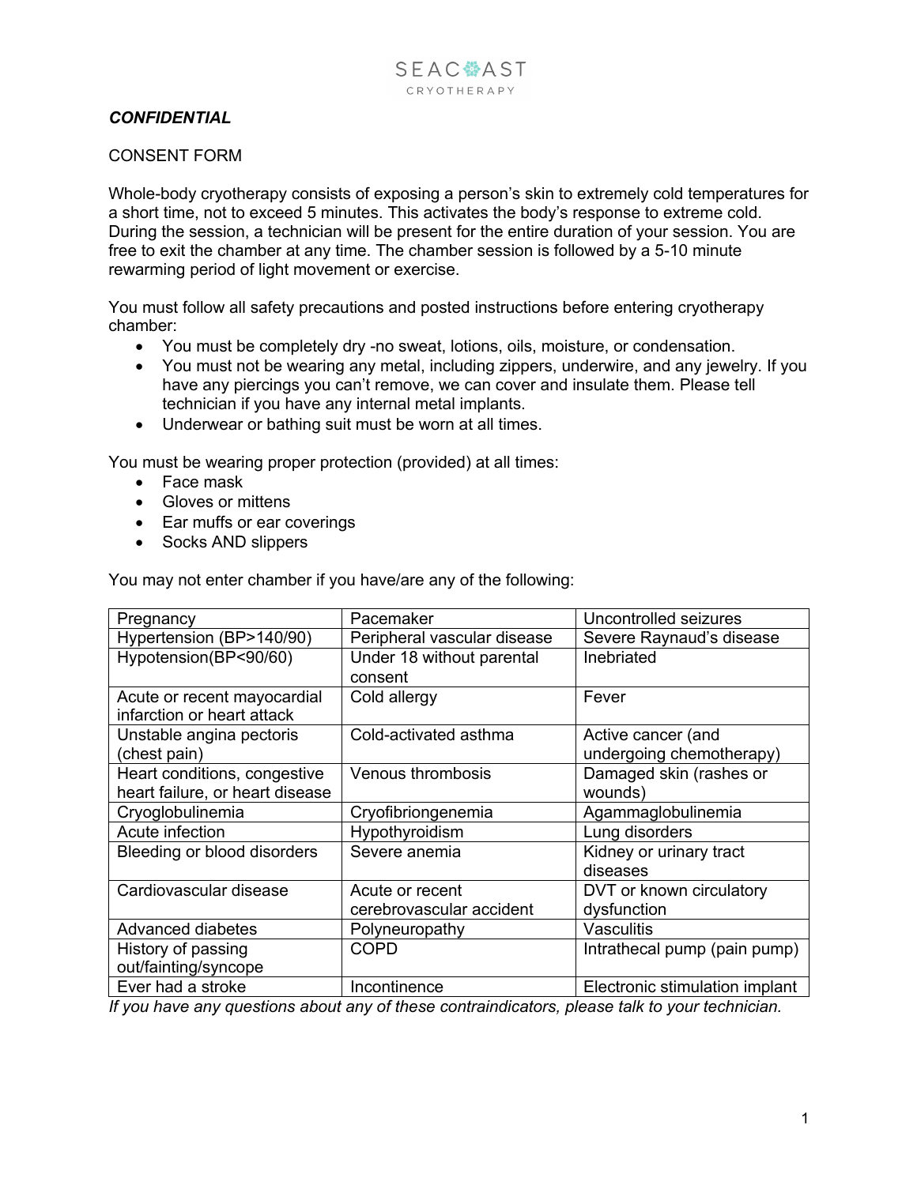SEACOAST
CRYOTHERAPY

***CONFIDENTIAL***

CONSENT FORM

Whole-body cryotherapy consists of exposing a person's skin to extremely cold temperatures for a short time, not to exceed 5 minutes. This activates the body's response to extreme cold. During the session, a technician will be present for the entire duration of your session. You are free to exit the chamber at any time. The chamber session is followed by a 5-10 minute rewarming period of light movement or exercise.

You must follow all safety precautions and posted instructions before entering cryotherapy chamber:

- You must be completely dry -no sweat, lotions, oils, moisture, or condensation.
- You must not be wearing any metal, including zippers, underwire, and any jewelry. If you have any piercings you can't remove, we can cover and insulate them. Please tell technician if you have any internal metal implants.
- Underwear or bathing suit must be worn at all times.

You must be wearing proper protection (provided) at all times:

- Face mask
- Gloves or mittens
- Ear muffs or ear coverings
- Socks AND slippers

You may not enter chamber if you have/are any of the following:

| | | |
|---|---|---|
| Pregnancy | Pacemaker | Uncontrolled seizures |
| Hypertension (BP>140/90) | Peripheral vascular disease | Severe Raynaud's disease |
| Hypotension(BP<90/60) | Under 18 without parental consent | Inebriated |
| Acute or recent mayocardial infarction or heart attack | Cold allergy | Fever |
| Unstable angina pectoris (chest pain) | Cold-activated asthma | Active cancer (and undergoing chemotherapy) |
| Heart conditions, congestive heart failure, or heart disease | Venous thrombosis | Damaged skin (rashes or wounds) |
| Cryoglobulinemia | Cryofibriongenemia | Agammaglobulinemia |
| Acute infection | Hypothyroidism | Lung disorders |
| Bleeding or blood disorders | Severe anemia | Kidney or urinary tract diseases |
| Cardiovascular disease | Acute or recent cerebrovascular accident | DVT or known circulatory dysfunction |
| Advanced diabetes | Polyneuropathy | Vasculitis |
| History of passing out/fainting/syncope | COPD | Intrathecal pump (pain pump) |
| Ever had a stroke | Incontinence | Electronic stimulation implant |

*If you have any questions about any of these contraindicators, please talk to your technician.*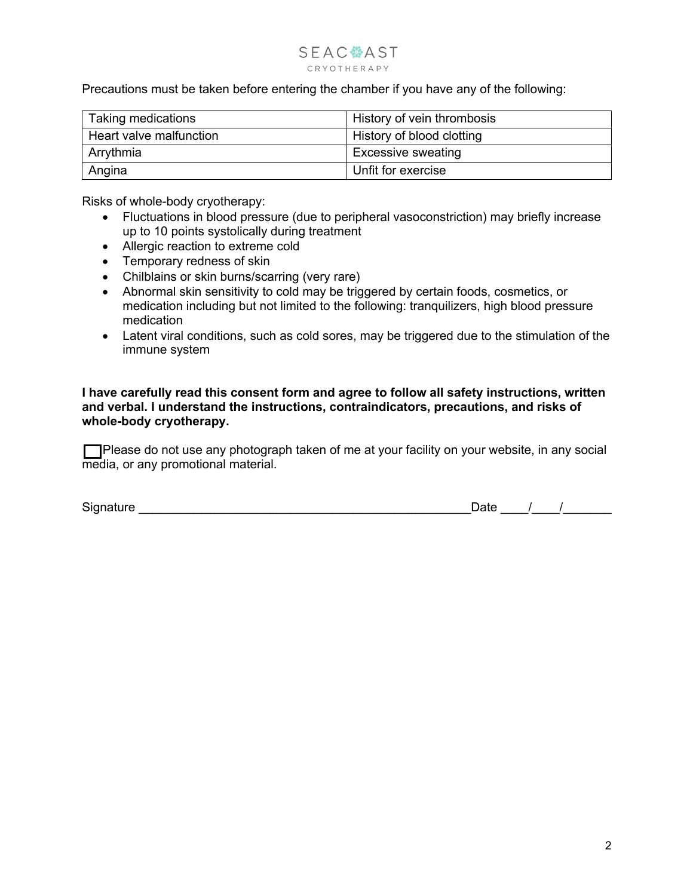Precautions must be taken before entering the chamber if you have any of the following:

| | |
|---|---|
| Taking medications | History of vein thrombosis |
| Heart valve malfunction | History of blood clotting |
| Arrythmia | Excessive sweating |
| Angina | Unfit for exercise |

Risks of whole-body cryotherapy:

- Fluctuations in blood pressure (due to peripheral vasoconstriction) may briefly increase up to 10 points systolically during treatment
- Allergic reaction to extreme cold
- Temporary redness of skin
- Chilblains or skin burns/scarring (very rare)
- Abnormal skin sensitivity to cold may be triggered by certain foods, cosmetics, or medication including but not limited to the following: tranquilizers, high blood pressure medication
- Latent viral conditions, such as cold sores, may be triggered due to the stimulation of the immune system

**I have carefully read this consent form and agree to follow all safety instructions, written and verbal. I understand the instructions, contraindicators, precautions, and risks of whole-body cryotherapy.**

☐ Please do not use any photograph taken of me at your facility on your website, in any social media, or any promotional material.

Signature ________________________________________________ Date ____/____/_______